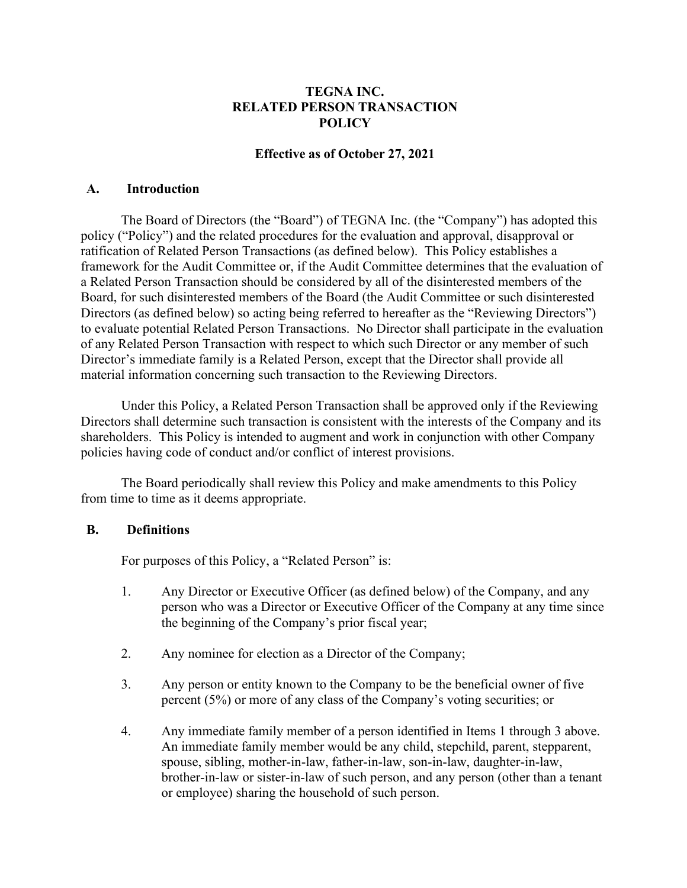# TEGNA INC.
# RELATED PERSON TRANSACTION POLICY

**Effective as of October 27, 2021**

## A. Introduction

The Board of Directors (the "Board") of TEGNA Inc. (the "Company") has adopted this policy ("Policy") and the related procedures for the evaluation and approval, disapproval or ratification of Related Person Transactions (as defined below). This Policy establishes a framework for the Audit Committee or, if the Audit Committee determines that the evaluation of a Related Person Transaction should be considered by all of the disinterested members of the Board, for such disinterested members of the Board (the Audit Committee or such disinterested Directors (as defined below) so acting being referred to hereafter as the "Reviewing Directors") to evaluate potential Related Person Transactions. No Director shall participate in the evaluation of any Related Person Transaction with respect to which such Director or any member of such Director's immediate family is a Related Person, except that the Director shall provide all material information concerning such transaction to the Reviewing Directors.

Under this Policy, a Related Person Transaction shall be approved only if the Reviewing Directors shall determine such transaction is consistent with the interests of the Company and its shareholders. This Policy is intended to augment and work in conjunction with other Company policies having code of conduct and/or conflict of interest provisions.

The Board periodically shall review this Policy and make amendments to this Policy from time to time as it deems appropriate.

## B. Definitions

For purposes of this Policy, a "Related Person" is:

1. Any Director or Executive Officer (as defined below) of the Company, and any person who was a Director or Executive Officer of the Company at any time since the beginning of the Company's prior fiscal year;
2. Any nominee for election as a Director of the Company;
3. Any person or entity known to the Company to be the beneficial owner of five percent (5%) or more of any class of the Company's voting securities; or
4. Any immediate family member of a person identified in Items 1 through 3 above. An immediate family member would be any child, stepchild, parent, stepparent, spouse, sibling, mother-in-law, father-in-law, son-in-law, daughter-in-law, brother-in-law or sister-in-law of such person, and any person (other than a tenant or employee) sharing the household of such person.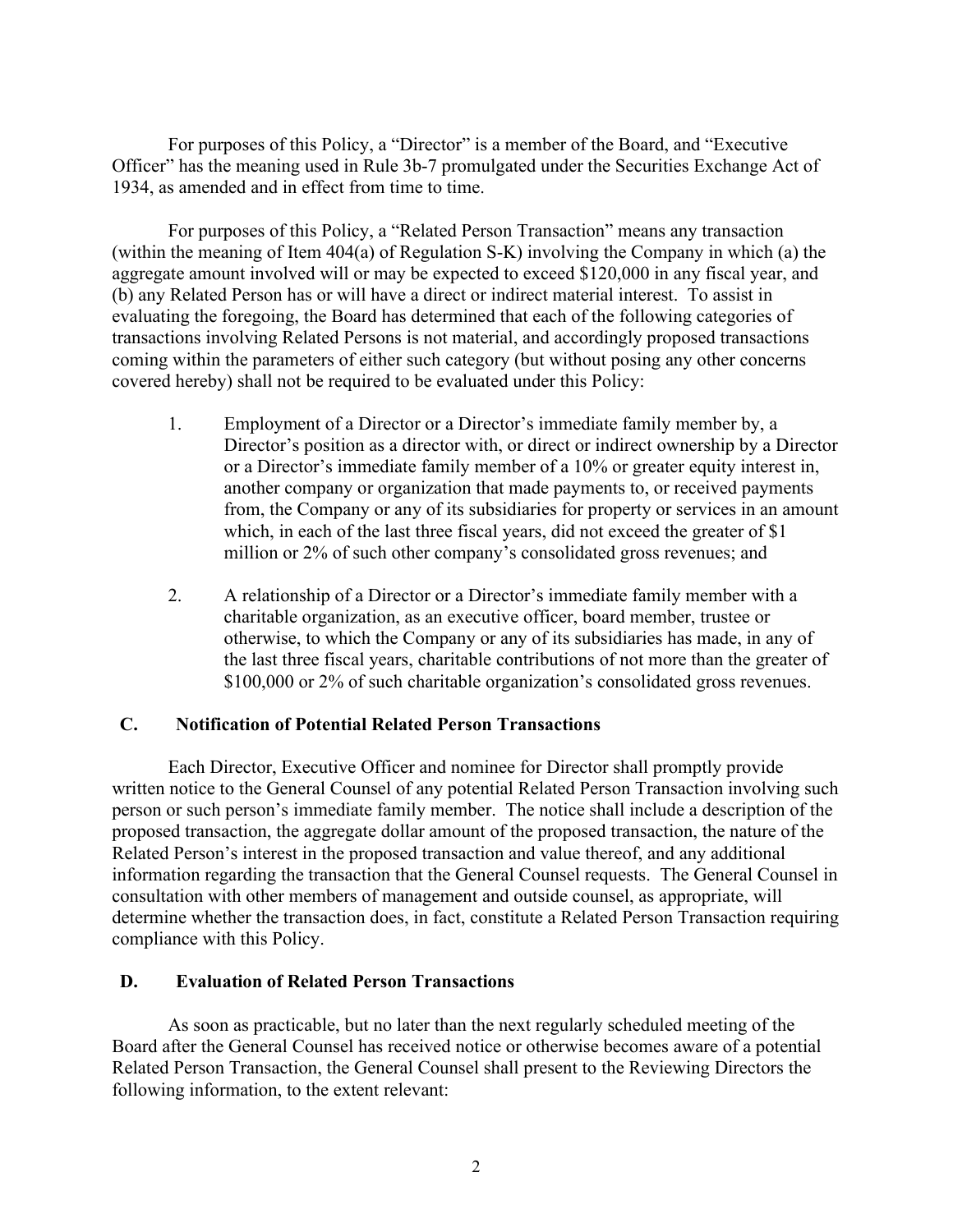For purposes of this Policy, a "Director" is a member of the Board, and "Executive Officer" has the meaning used in Rule 3b-7 promulgated under the Securities Exchange Act of 1934, as amended and in effect from time to time.

For purposes of this Policy, a "Related Person Transaction" means any transaction (within the meaning of Item 404(a) of Regulation S-K) involving the Company in which (a) the aggregate amount involved will or may be expected to exceed $120,000 in any fiscal year, and (b) any Related Person has or will have a direct or indirect material interest. To assist in evaluating the foregoing, the Board has determined that each of the following categories of transactions involving Related Persons is not material, and accordingly proposed transactions coming within the parameters of either such category (but without posing any other concerns covered hereby) shall not be required to be evaluated under this Policy:

1. Employment of a Director or a Director's immediate family member by, a Director's position as a director with, or direct or indirect ownership by a Director or a Director's immediate family member of a 10% or greater equity interest in, another company or organization that made payments to, or received payments from, the Company or any of its subsidiaries for property or services in an amount which, in each of the last three fiscal years, did not exceed the greater of $1 million or 2% of such other company's consolidated gross revenues; and

2. A relationship of a Director or a Director's immediate family member with a charitable organization, as an executive officer, board member, trustee or otherwise, to which the Company or any of its subsidiaries has made, in any of the last three fiscal years, charitable contributions of not more than the greater of $100,000 or 2% of such charitable organization's consolidated gross revenues.

## C. Notification of Potential Related Person Transactions

Each Director, Executive Officer and nominee for Director shall promptly provide written notice to the General Counsel of any potential Related Person Transaction involving such person or such person's immediate family member. The notice shall include a description of the proposed transaction, the aggregate dollar amount of the proposed transaction, the nature of the Related Person's interest in the proposed transaction and value thereof, and any additional information regarding the transaction that the General Counsel requests. The General Counsel in consultation with other members of management and outside counsel, as appropriate, will determine whether the transaction does, in fact, constitute a Related Person Transaction requiring compliance with this Policy.

## D. Evaluation of Related Person Transactions

As soon as practicable, but no later than the next regularly scheduled meeting of the Board after the General Counsel has received notice or otherwise becomes aware of a potential Related Person Transaction, the General Counsel shall present to the Reviewing Directors the following information, to the extent relevant: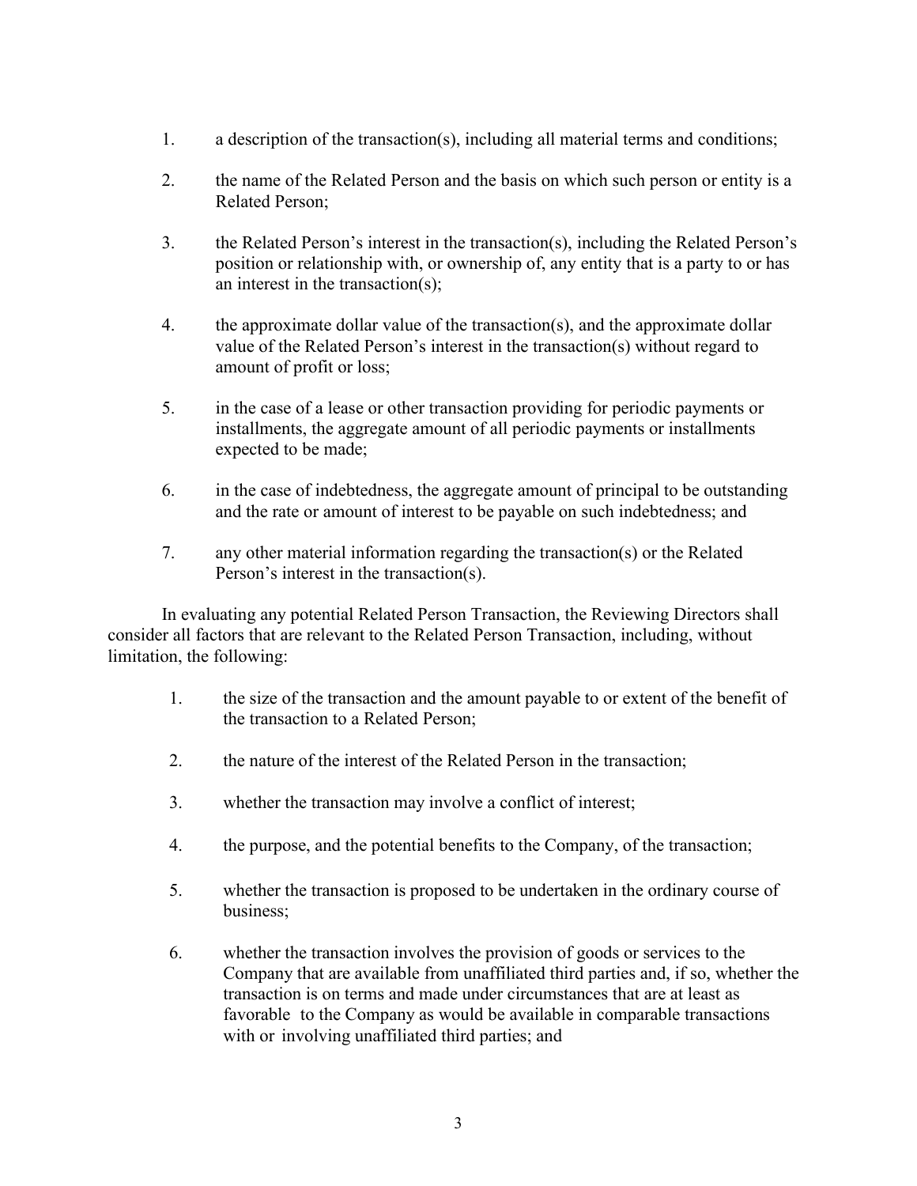1. a description of the transaction(s), including all material terms and conditions;

2. the name of the Related Person and the basis on which such person or entity is a Related Person;

3. the Related Person's interest in the transaction(s), including the Related Person's position or relationship with, or ownership of, any entity that is a party to or has an interest in the transaction(s);

4. the approximate dollar value of the transaction(s), and the approximate dollar value of the Related Person's interest in the transaction(s) without regard to amount of profit or loss;

5. in the case of a lease or other transaction providing for periodic payments or installments, the aggregate amount of all periodic payments or installments expected to be made;

6. in the case of indebtedness, the aggregate amount of principal to be outstanding and the rate or amount of interest to be payable on such indebtedness; and

7. any other material information regarding the transaction(s) or the Related Person's interest in the transaction(s).

In evaluating any potential Related Person Transaction, the Reviewing Directors shall consider all factors that are relevant to the Related Person Transaction, including, without limitation, the following:

1. the size of the transaction and the amount payable to or extent of the benefit of the transaction to a Related Person;

2. the nature of the interest of the Related Person in the transaction;

3. whether the transaction may involve a conflict of interest;

4. the purpose, and the potential benefits to the Company, of the transaction;

5. whether the transaction is proposed to be undertaken in the ordinary course of business;

6. whether the transaction involves the provision of goods or services to the Company that are available from unaffiliated third parties and, if so, whether the transaction is on terms and made under circumstances that are at least as favorable to the Company as would be available in comparable transactions with or involving unaffiliated third parties; and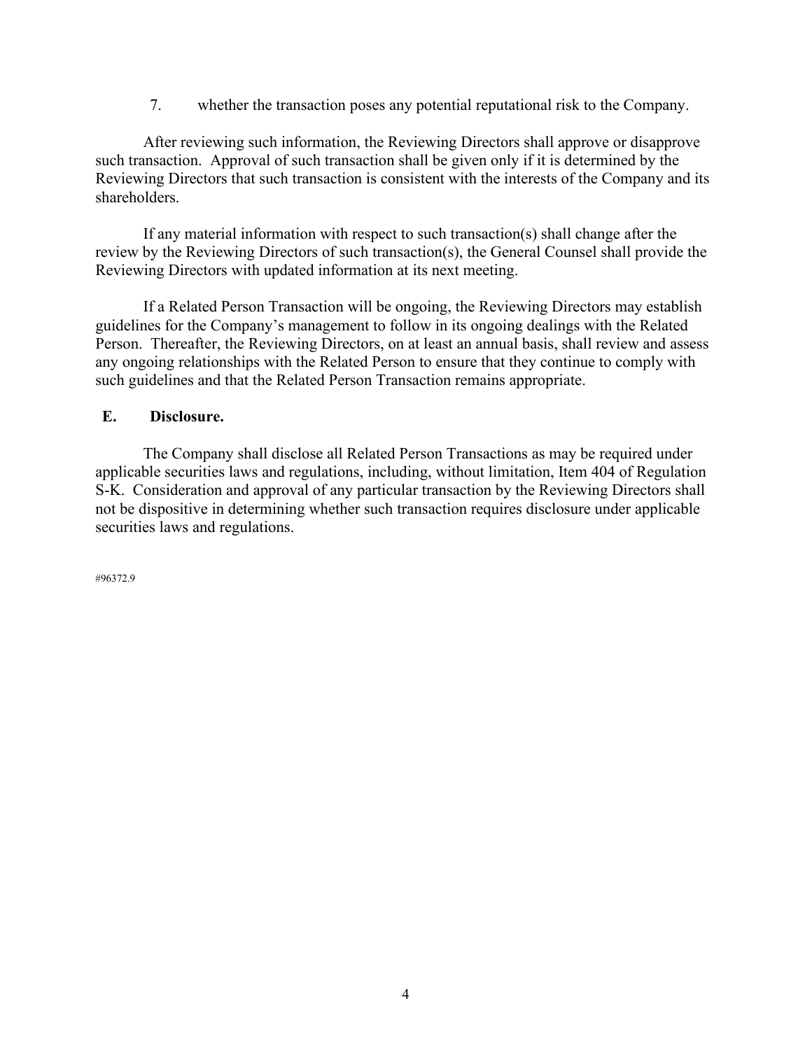7. whether the transaction poses any potential reputational risk to the Company.

After reviewing such information, the Reviewing Directors shall approve or disapprove such transaction. Approval of such transaction shall be given only if it is determined by the Reviewing Directors that such transaction is consistent with the interests of the Company and its shareholders.

If any material information with respect to such transaction(s) shall change after the review by the Reviewing Directors of such transaction(s), the General Counsel shall provide the Reviewing Directors with updated information at its next meeting.

If a Related Person Transaction will be ongoing, the Reviewing Directors may establish guidelines for the Company's management to follow in its ongoing dealings with the Related Person. Thereafter, the Reviewing Directors, on at least an annual basis, shall review and assess any ongoing relationships with the Related Person to ensure that they continue to comply with such guidelines and that the Related Person Transaction remains appropriate.

**E. Disclosure.**

The Company shall disclose all Related Person Transactions as may be required under applicable securities laws and regulations, including, without limitation, Item 404 of Regulation S-K. Consideration and approval of any particular transaction by the Reviewing Directors shall not be dispositive in determining whether such transaction requires disclosure under applicable securities laws and regulations.

#96372.9